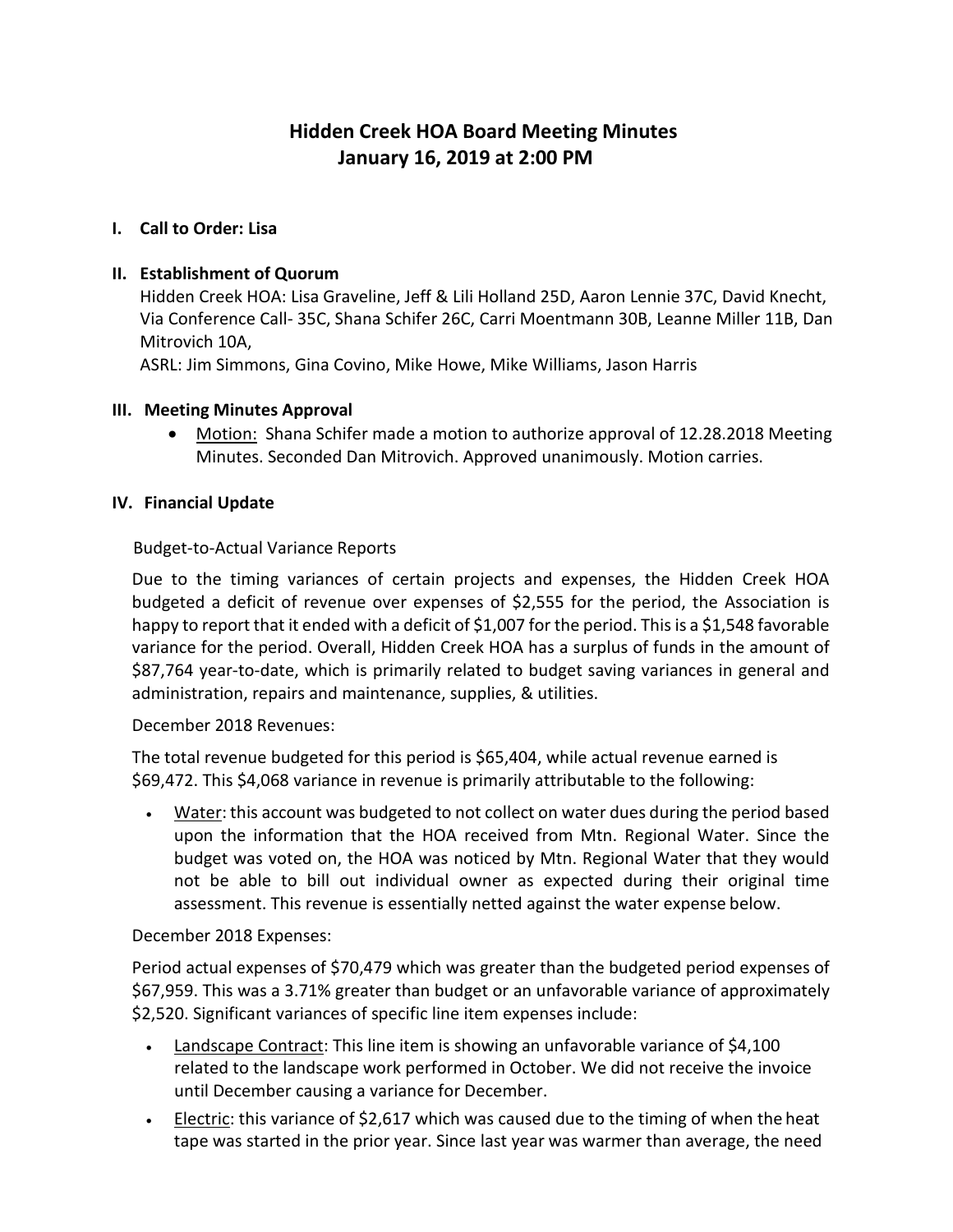# Hidden Creek HOA Board Meeting Minutes
## January 16, 2019 at 2:00 PM

### I. Call to Order: Lisa

### II. Establishment of Quorum

Hidden Creek HOA: Lisa Graveline, Jeff & Lili Holland 25D, Aaron Lennie 37C, David Knecht, Via Conference Call- 35C, Shana Schifer 26C, Carri Moentmann 30B, Leanne Miller 11B, Dan Mitrovich 10A,

ASRL: Jim Simmons, Gina Covino, Mike Howe, Mike Williams, Jason Harris

### III. Meeting Minutes Approval

- Motion: Shana Schifer made a motion to authorize approval of 12.28.2018 Meeting Minutes. Seconded Dan Mitrovich. Approved unanimously. Motion carries.

### IV. Financial Update

Budget-to-Actual Variance Reports

Due to the timing variances of certain projects and expenses, the Hidden Creek HOA budgeted a deficit of revenue over expenses of $2,555 for the period, the Association is happy to report that it ended with a deficit of $1,007 for the period. This is a $1,548 favorable variance for the period. Overall, Hidden Creek HOA has a surplus of funds in the amount of $87,764 year-to-date, which is primarily related to budget saving variances in general and administration, repairs and maintenance, supplies, & utilities.

December 2018 Revenues:

The total revenue budgeted for this period is $65,404, while actual revenue earned is $69,472. This $4,068 variance in revenue is primarily attributable to the following:

- Water: this account was budgeted to not collect on water dues during the period based upon the information that the HOA received from Mtn. Regional Water. Since the budget was voted on, the HOA was noticed by Mtn. Regional Water that they would not be able to bill out individual owner as expected during their original time assessment. This revenue is essentially netted against the water expense below.

December 2018 Expenses:

Period actual expenses of $70,479 which was greater than the budgeted period expenses of $67,959. This was a 3.71% greater than budget or an unfavorable variance of approximately $2,520. Significant variances of specific line item expenses include:

- Landscape Contract: This line item is showing an unfavorable variance of $4,100 related to the landscape work performed in October. We did not receive the invoice until December causing a variance for December.
- Electric: this variance of $2,617 which was caused due to the timing of when the heat tape was started in the prior year. Since last year was warmer than average, the need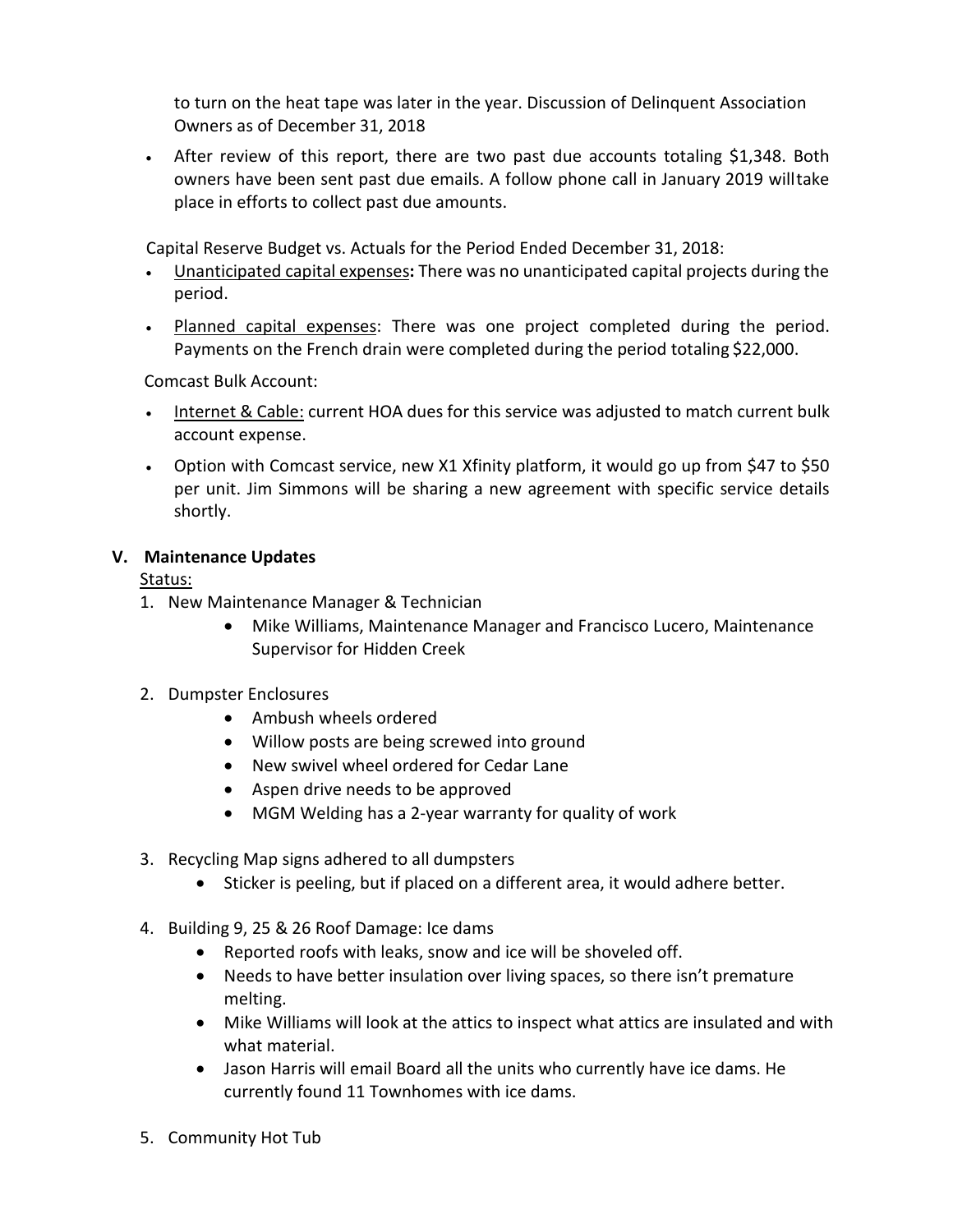to turn on the heat tape was later in the year. Discussion of Delinquent Association Owners as of December 31, 2018

- After review of this report, there are two past due accounts totaling $1,348. Both owners have been sent past due emails. A follow phone call in January 2019 willtake place in efforts to collect past due amounts.

Capital Reserve Budget vs. Actuals for the Period Ended December 31, 2018:

- Unanticipated capital expenses**:** There was no unanticipated capital projects during the period.
- Planned capital expenses: There was one project completed during the period. Payments on the French drain were completed during the period totaling $22,000.

Comcast Bulk Account:

- Internet & Cable: current HOA dues for this service was adjusted to match current bulk account expense.
- Option with Comcast service, new X1 Xfinity platform, it would go up from $47 to $50 per unit. Jim Simmons will be sharing a new agreement with specific service details shortly.

## V. Maintenance Updates

Status:

1. New Maintenance Manager & Technician
    - Mike Williams, Maintenance Manager and Francisco Lucero, Maintenance Supervisor for Hidden Creek
2. Dumpster Enclosures
    - Ambush wheels ordered
    - Willow posts are being screwed into ground
    - New swivel wheel ordered for Cedar Lane
    - Aspen drive needs to be approved
    - MGM Welding has a 2-year warranty for quality of work
3. Recycling Map signs adhered to all dumpsters
    - Sticker is peeling, but if placed on a different area, it would adhere better.
4. Building 9, 25 & 26 Roof Damage: Ice dams
    - Reported roofs with leaks, snow and ice will be shoveled off.
    - Needs to have better insulation over living spaces, so there isn't premature melting.
    - Mike Williams will look at the attics to inspect what attics are insulated and with what material.
    - Jason Harris will email Board all the units who currently have ice dams. He currently found 11 Townhomes with ice dams.
5. Community Hot Tub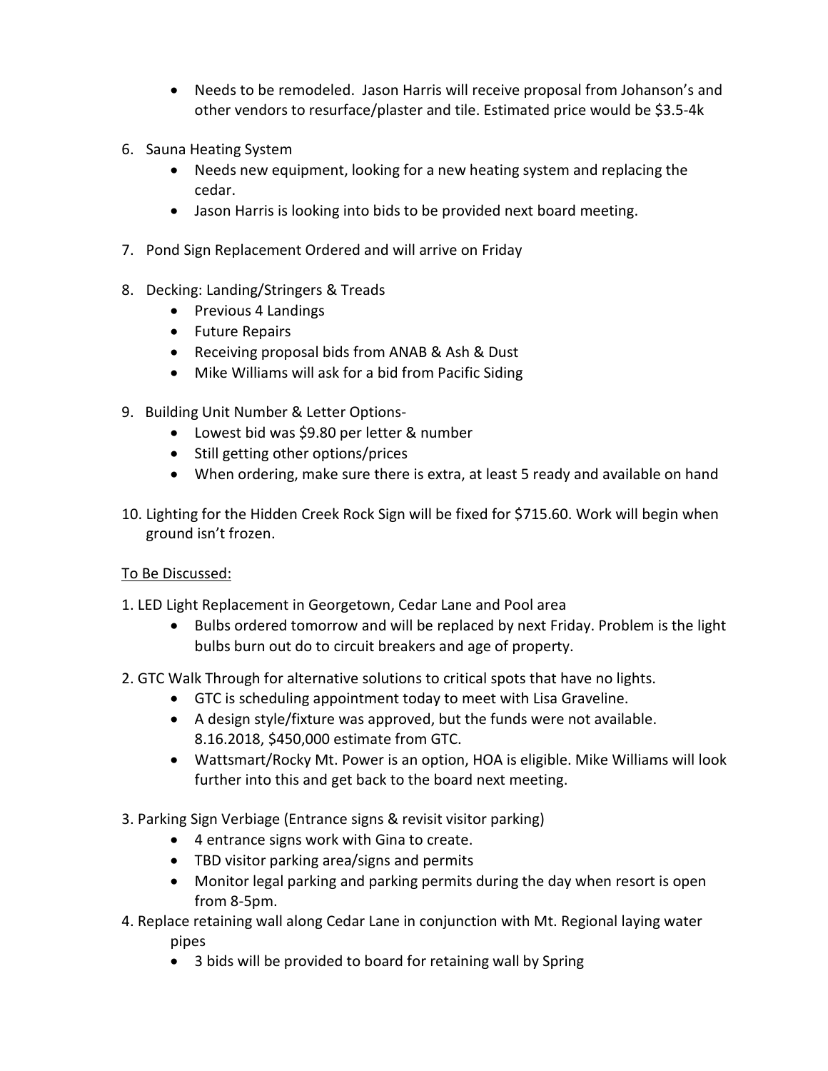- Needs to be remodeled. Jason Harris will receive proposal from Johanson's and other vendors to resurface/plaster and tile. Estimated price would be $3.5-4k

6. Sauna Heating System
   - Needs new equipment, looking for a new heating system and replacing the cedar.
   - Jason Harris is looking into bids to be provided next board meeting.

7. Pond Sign Replacement Ordered and will arrive on Friday

8. Decking: Landing/Stringers & Treads
   - Previous 4 Landings
   - Future Repairs
   - Receiving proposal bids from ANAB & Ash & Dust
   - Mike Williams will ask for a bid from Pacific Siding

9. Building Unit Number & Letter Options-
   - Lowest bid was $9.80 per letter & number
   - Still getting other options/prices
   - When ordering, make sure there is extra, at least 5 ready and available on hand

10. Lighting for the Hidden Creek Rock Sign will be fixed for $715.60. Work will begin when ground isn't frozen.

<u>To Be Discussed:</u>

1. LED Light Replacement in Georgetown, Cedar Lane and Pool area
   - Bulbs ordered tomorrow and will be replaced by next Friday. Problem is the light bulbs burn out do to circuit breakers and age of property.

2. GTC Walk Through for alternative solutions to critical spots that have no lights.
   - GTC is scheduling appointment today to meet with Lisa Graveline.
   - A design style/fixture was approved, but the funds were not available. 8.16.2018, $450,000 estimate from GTC.
   - Wattsmart/Rocky Mt. Power is an option, HOA is eligible. Mike Williams will look further into this and get back to the board next meeting.

3. Parking Sign Verbiage (Entrance signs & revisit visitor parking)
   - 4 entrance signs work with Gina to create.
   - TBD visitor parking area/signs and permits
   - Monitor legal parking and parking permits during the day when resort is open from 8-5pm.

4. Replace retaining wall along Cedar Lane in conjunction with Mt. Regional laying water pipes
   - 3 bids will be provided to board for retaining wall by Spring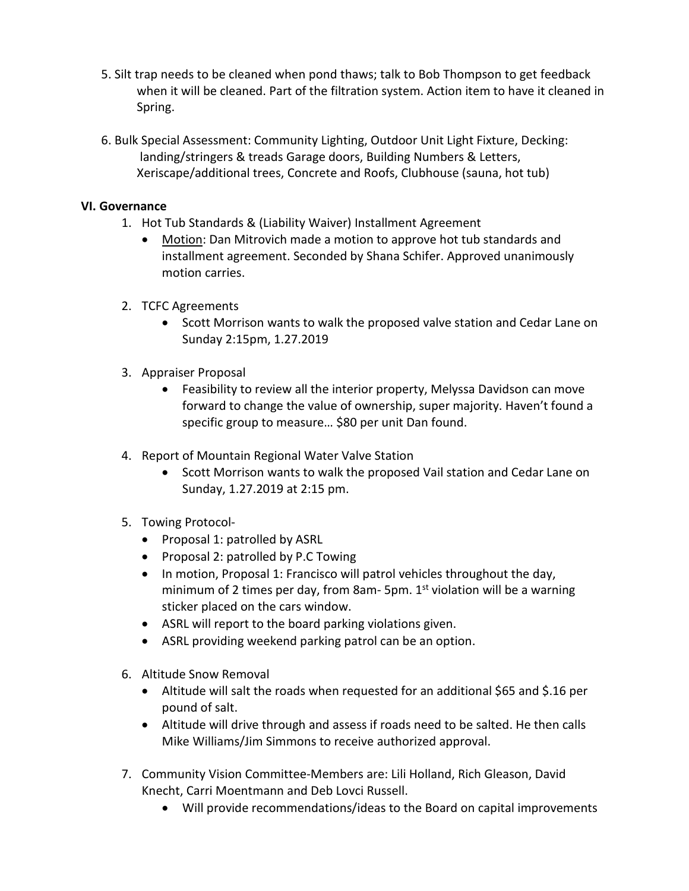5. Silt trap needs to be cleaned when pond thaws; talk to Bob Thompson to get feedback when it will be cleaned. Part of the filtration system. Action item to have it cleaned in Spring.

6. Bulk Special Assessment: Community Lighting, Outdoor Unit Light Fixture, Decking: landing/stringers & treads Garage doors, Building Numbers & Letters, Xeriscape/additional trees, Concrete and Roofs, Clubhouse (sauna, hot tub)

**VI. Governance**

1. Hot Tub Standards & (Liability Waiver) Installment Agreement
   - Motion: Dan Mitrovich made a motion to approve hot tub standards and installment agreement. Seconded by Shana Schifer. Approved unanimously motion carries.

2. TCFC Agreements
   - Scott Morrison wants to walk the proposed valve station and Cedar Lane on Sunday 2:15pm, 1.27.2019

3. Appraiser Proposal
   - Feasibility to review all the interior property, Melyssa Davidson can move forward to change the value of ownership, super majority. Haven't found a specific group to measure… $80 per unit Dan found.

4. Report of Mountain Regional Water Valve Station
   - Scott Morrison wants to walk the proposed Vail station and Cedar Lane on Sunday, 1.27.2019 at 2:15 pm.

5. Towing Protocol-
   - Proposal 1: patrolled by ASRL
   - Proposal 2: patrolled by P.C Towing
   - In motion, Proposal 1: Francisco will patrol vehicles throughout the day, minimum of 2 times per day, from 8am- 5pm. 1st violation will be a warning sticker placed on the cars window.
   - ASRL will report to the board parking violations given.
   - ASRL providing weekend parking patrol can be an option.

6. Altitude Snow Removal
   - Altitude will salt the roads when requested for an additional $65 and $.16 per pound of salt.
   - Altitude will drive through and assess if roads need to be salted. He then calls Mike Williams/Jim Simmons to receive authorized approval.

7. Community Vision Committee-Members are: Lili Holland, Rich Gleason, David Knecht, Carri Moentmann and Deb Lovci Russell.
   - Will provide recommendations/ideas to the Board on capital improvements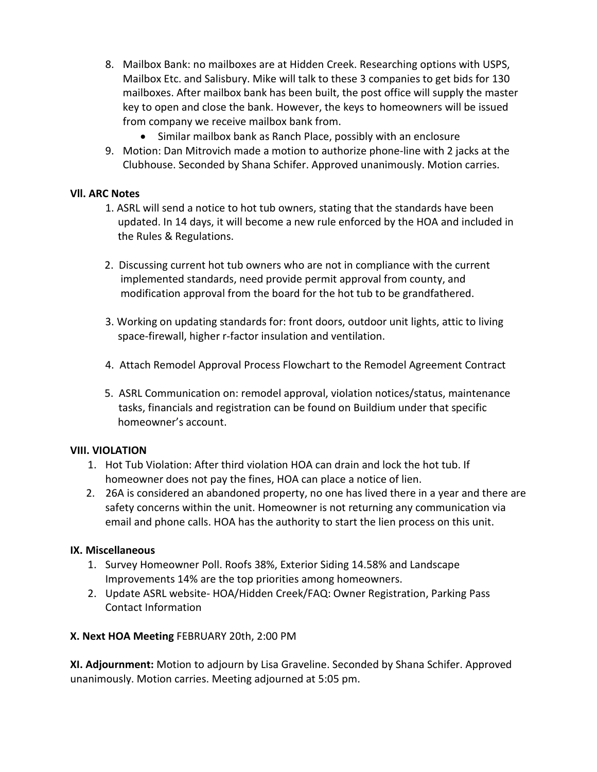8. Mailbox Bank: no mailboxes are at Hidden Creek. Researching options with USPS, Mailbox Etc. and Salisbury. Mike will talk to these 3 companies to get bids for 130 mailboxes. After mailbox bank has been built, the post office will supply the master key to open and close the bank. However, the keys to homeowners will be issued from company we receive mailbox bank from.
   - Similar mailbox bank as Ranch Place, possibly with an enclosure
9. Motion: Dan Mitrovich made a motion to authorize phone-line with 2 jacks at the Clubhouse. Seconded by Shana Schifer. Approved unanimously. Motion carries.

**Vll. ARC Notes**

1. ASRL will send a notice to hot tub owners, stating that the standards have been updated. In 14 days, it will become a new rule enforced by the HOA and included in the Rules & Regulations.
2. Discussing current hot tub owners who are not in compliance with the current implemented standards, need provide permit approval from county, and modification approval from the board for the hot tub to be grandfathered.
3. Working on updating standards for: front doors, outdoor unit lights, attic to living space-firewall, higher r-factor insulation and ventilation.
4. Attach Remodel Approval Process Flowchart to the Remodel Agreement Contract
5. ASRL Communication on: remodel approval, violation notices/status, maintenance tasks, financials and registration can be found on Buildium under that specific homeowner's account.

**VIII. VIOLATION**

1. Hot Tub Violation: After third violation HOA can drain and lock the hot tub. If homeowner does not pay the fines, HOA can place a notice of lien.
2. 26A is considered an abandoned property, no one has lived there in a year and there are safety concerns within the unit. Homeowner is not returning any communication via email and phone calls. HOA has the authority to start the lien process on this unit.

**IX. Miscellaneous**

1. Survey Homeowner Poll. Roofs 38%, Exterior Siding 14.58% and Landscape Improvements 14% are the top priorities among homeowners.
2. Update ASRL website- HOA/Hidden Creek/FAQ: Owner Registration, Parking Pass Contact Information

**X. Next HOA Meeting** FEBRUARY 20th, 2:00 PM

**XI. Adjournment:** Motion to adjourn by Lisa Graveline. Seconded by Shana Schifer. Approved unanimously. Motion carries. Meeting adjourned at 5:05 pm.